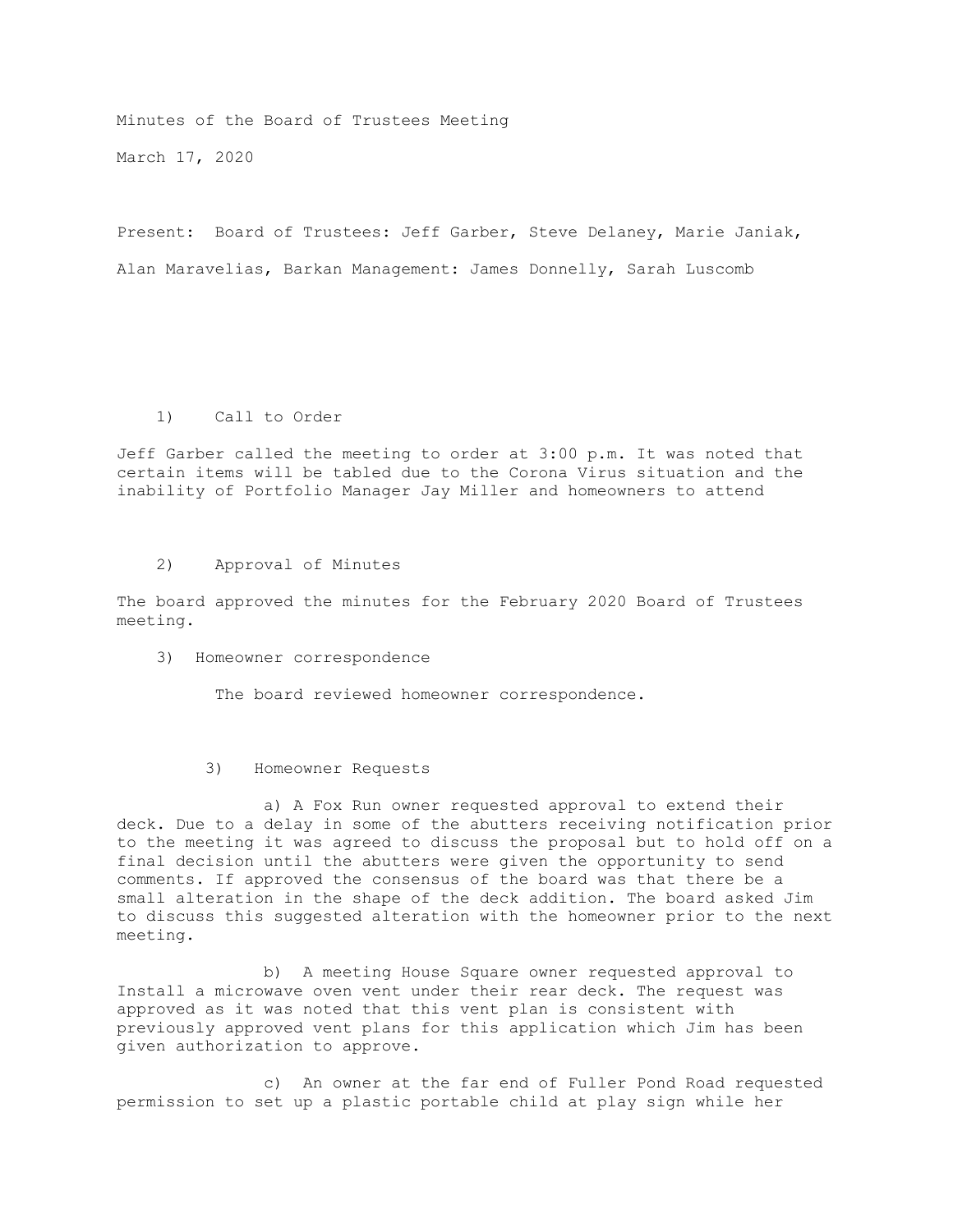Minutes of the Board of Trustees Meeting

March 17, 2020

Present: Board of Trustees: Jeff Garber, Steve Delaney, Marie Janiak, Alan Maravelias, Barkan Management: James Donnelly, Sarah Luscomb

1) Call to Order

Jeff Garber called the meeting to order at 3:00 p.m. It was noted that certain items will be tabled due to the Corona Virus situation and the inability of Portfolio Manager Jay Miller and homeowners to attend

2) Approval of Minutes

The board approved the minutes for the February 2020 Board of Trustees meeting.

3) Homeowner correspondence

The board reviewed homeowner correspondence.

3) Homeowner Requests

a) A Fox Run owner requested approval to extend their deck. Due to a delay in some of the abutters receiving notification prior to the meeting it was agreed to discuss the proposal but to hold off on a final decision until the abutters were given the opportunity to send comments. If approved the consensus of the board was that there be a small alteration in the shape of the deck addition. The board asked Jim to discuss this suggested alteration with the homeowner prior to the next meeting.

b) A meeting House Square owner requested approval to Install a microwave oven vent under their rear deck. The request was approved as it was noted that this vent plan is consistent with previously approved vent plans for this application which Jim has been given authorization to approve.

c) An owner at the far end of Fuller Pond Road requested permission to set up a plastic portable child at play sign while her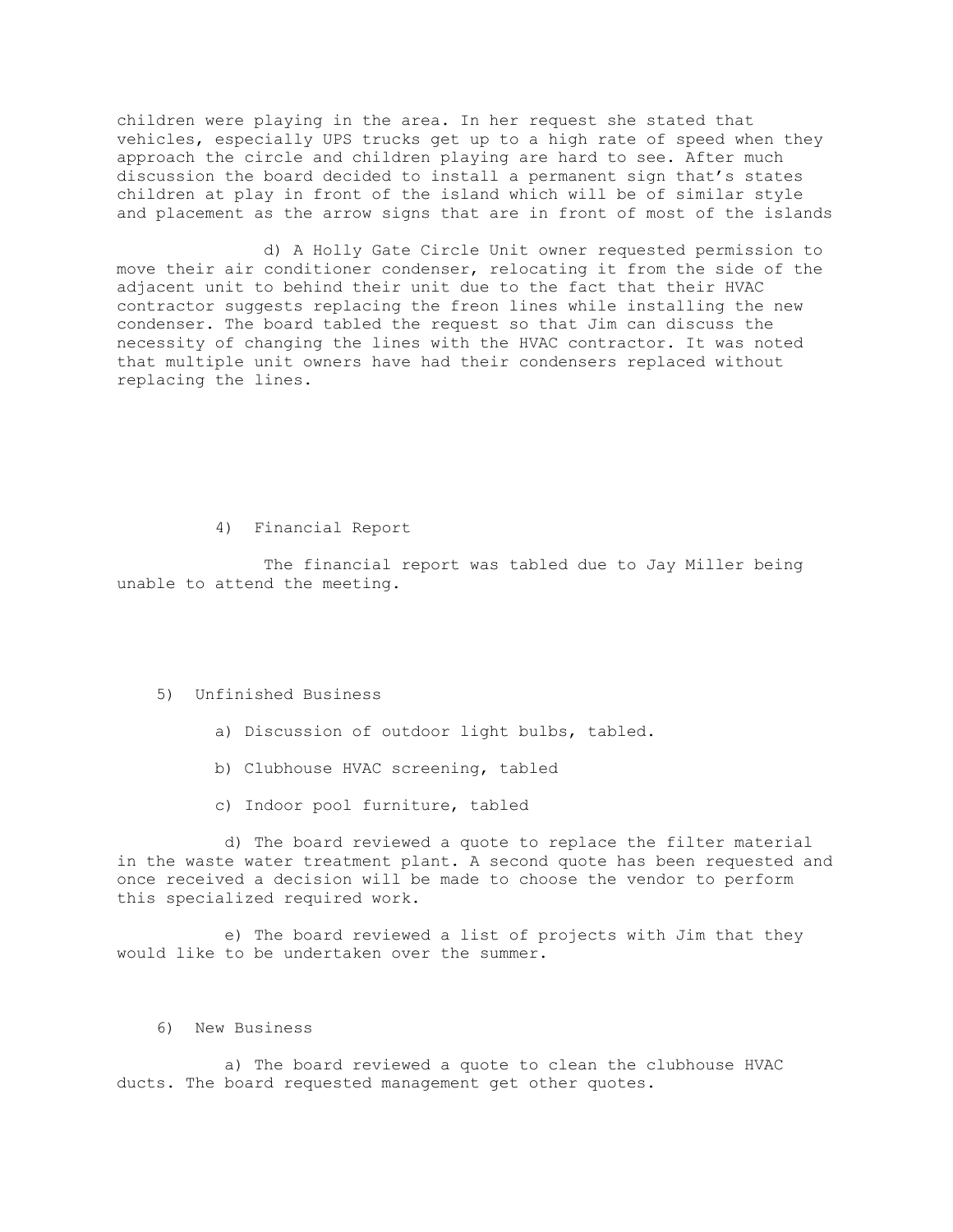children were playing in the area. In her request she stated that vehicles, especially UPS trucks get up to a high rate of speed when they approach the circle and children playing are hard to see. After much discussion the board decided to install a permanent sign that's states children at play in front of the island which will be of similar style and placement as the arrow signs that are in front of most of the islands

d) A Holly Gate Circle Unit owner requested permission to move their air conditioner condenser, relocating it from the side of the adjacent unit to behind their unit due to the fact that their HVAC contractor suggests replacing the freon lines while installing the new condenser. The board tabled the request so that Jim can discuss the necessity of changing the lines with the HVAC contractor. It was noted that multiple unit owners have had their condensers replaced without replacing the lines.

4) Financial Report

The financial report was tabled due to Jay Miller being unable to attend the meeting.

5) Unfinished Business

a) Discussion of outdoor light bulbs, tabled.

b) Clubhouse HVAC screening, tabled

c) Indoor pool furniture, tabled

d) The board reviewed a quote to replace the filter material in the waste water treatment plant. A second quote has been requested and once received a decision will be made to choose the vendor to perform this specialized required work.

e) The board reviewed a list of projects with Jim that they would like to be undertaken over the summer.

6) New Business

a) The board reviewed a quote to clean the clubhouse HVAC ducts. The board requested management get other quotes.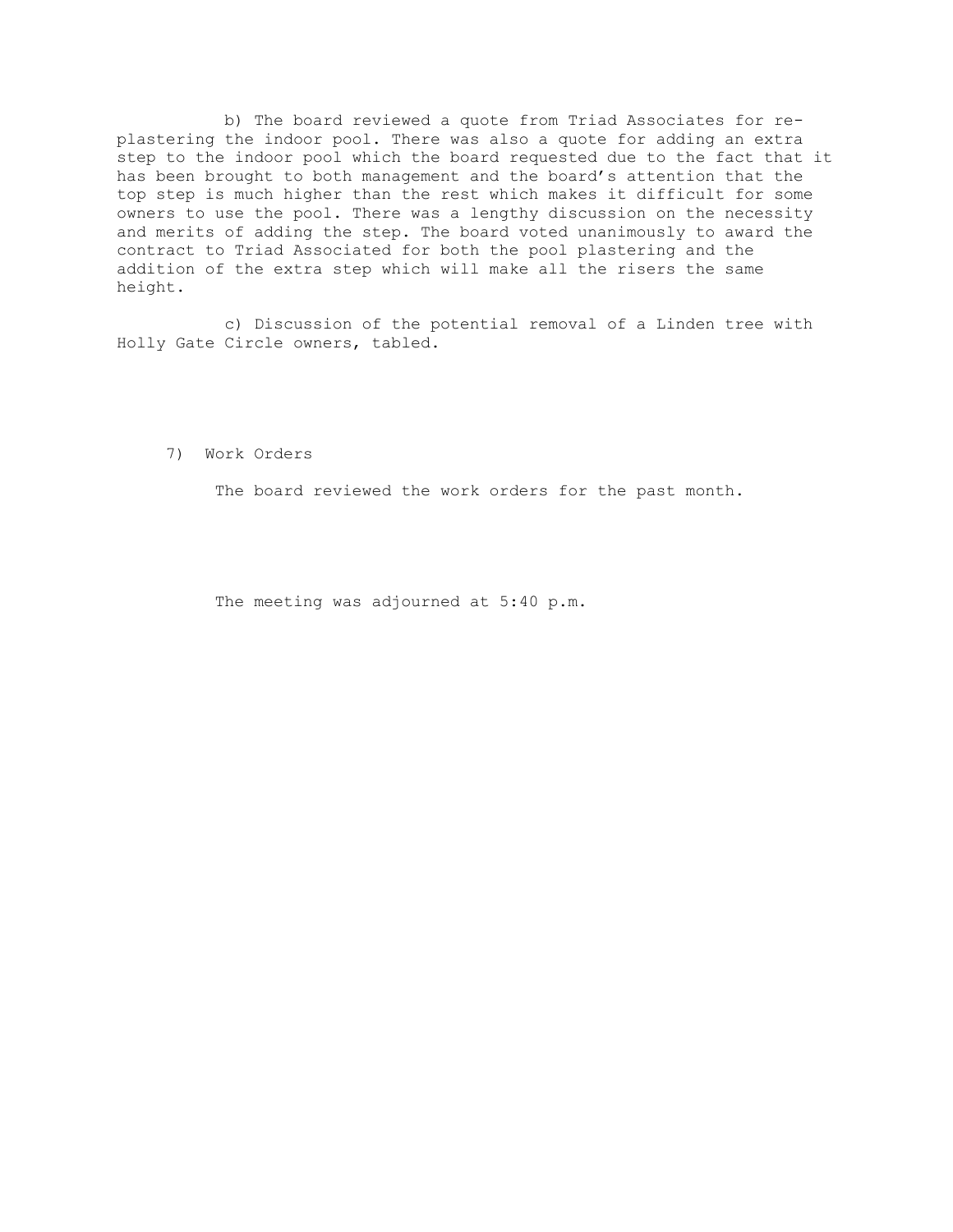b) The board reviewed a quote from Triad Associates for re-plastering the indoor pool. There was also a quote for adding an extra step to the indoor pool which the board requested due to the fact that it has been brought to both management and the board's attention that the top step is much higher than the rest which makes it difficult for some owners to use the pool. There was a lengthy discussion on the necessity and merits of adding the step. The board voted unanimously to award the contract to Triad Associated for both the pool plastering and the addition of the extra step which will make all the risers the same height.

c) Discussion of the potential removal of a Linden tree with Holly Gate Circle owners, tabled.

7) Work Orders

The board reviewed the work orders for the past month.

The meeting was adjourned at 5:40 p.m.